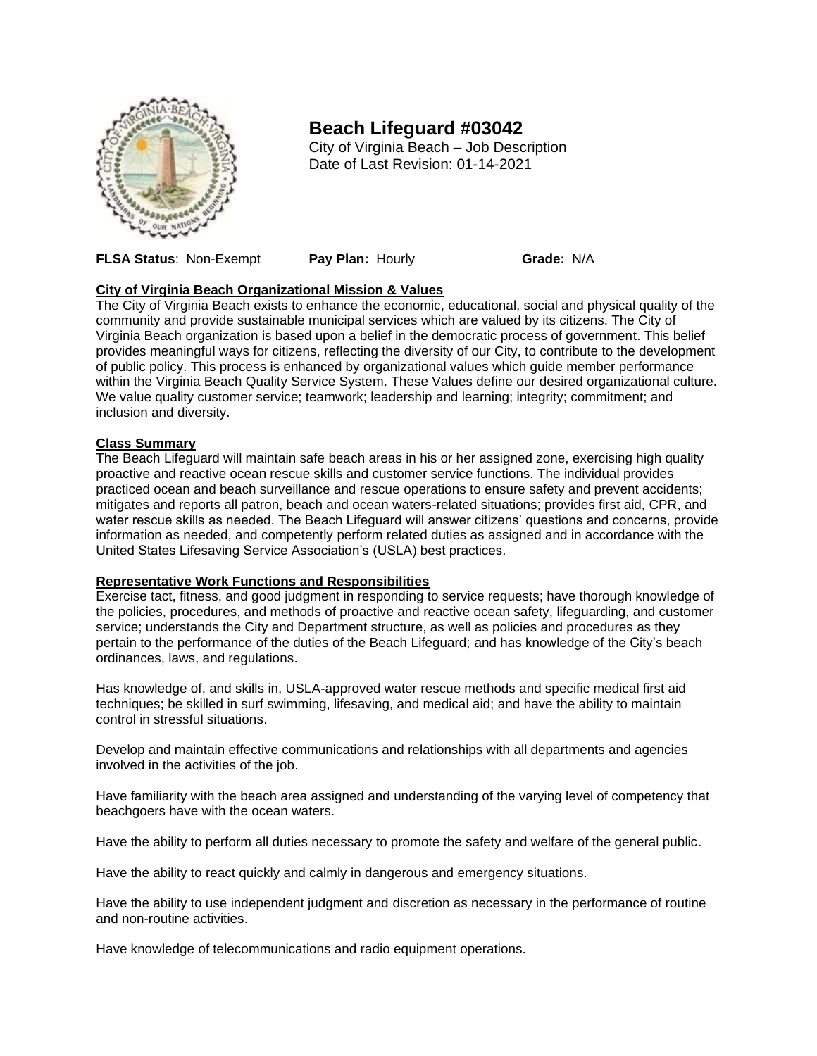# Beach Lifeguard #03042

City of Virginia Beach – Job Description
Date of Last Revision: 01-14-2021

**FLSA Status**: Non-Exempt **Pay Plan:** Hourly **Grade:** N/A

## City of Virginia Beach Organizational Mission & Values

The City of Virginia Beach exists to enhance the economic, educational, social and physical quality of the community and provide sustainable municipal services which are valued by its citizens. The City of Virginia Beach organization is based upon a belief in the democratic process of government. This belief provides meaningful ways for citizens, reflecting the diversity of our City, to contribute to the development of public policy. This process is enhanced by organizational values which guide member performance within the Virginia Beach Quality Service System. These Values define our desired organizational culture. We value quality customer service; teamwork; leadership and learning; integrity; commitment; and inclusion and diversity.

## Class Summary

The Beach Lifeguard will maintain safe beach areas in his or her assigned zone, exercising high quality proactive and reactive ocean rescue skills and customer service functions. The individual provides practiced ocean and beach surveillance and rescue operations to ensure safety and prevent accidents; mitigates and reports all patron, beach and ocean waters-related situations; provides first aid, CPR, and water rescue skills as needed. The Beach Lifeguard will answer citizens' questions and concerns, provide information as needed, and competently perform related duties as assigned and in accordance with the United States Lifesaving Service Association's (USLA) best practices.

## Representative Work Functions and Responsibilities

Exercise tact, fitness, and good judgment in responding to service requests; have thorough knowledge of the policies, procedures, and methods of proactive and reactive ocean safety, lifeguarding, and customer service; understands the City and Department structure, as well as policies and procedures as they pertain to the performance of the duties of the Beach Lifeguard; and has knowledge of the City's beach ordinances, laws, and regulations.

Has knowledge of, and skills in, USLA-approved water rescue methods and specific medical first aid techniques; be skilled in surf swimming, lifesaving, and medical aid; and have the ability to maintain control in stressful situations.

Develop and maintain effective communications and relationships with all departments and agencies involved in the activities of the job.

Have familiarity with the beach area assigned and understanding of the varying level of competency that beachgoers have with the ocean waters.

Have the ability to perform all duties necessary to promote the safety and welfare of the general public.

Have the ability to react quickly and calmly in dangerous and emergency situations.

Have the ability to use independent judgment and discretion as necessary in the performance of routine and non-routine activities.

Have knowledge of telecommunications and radio equipment operations.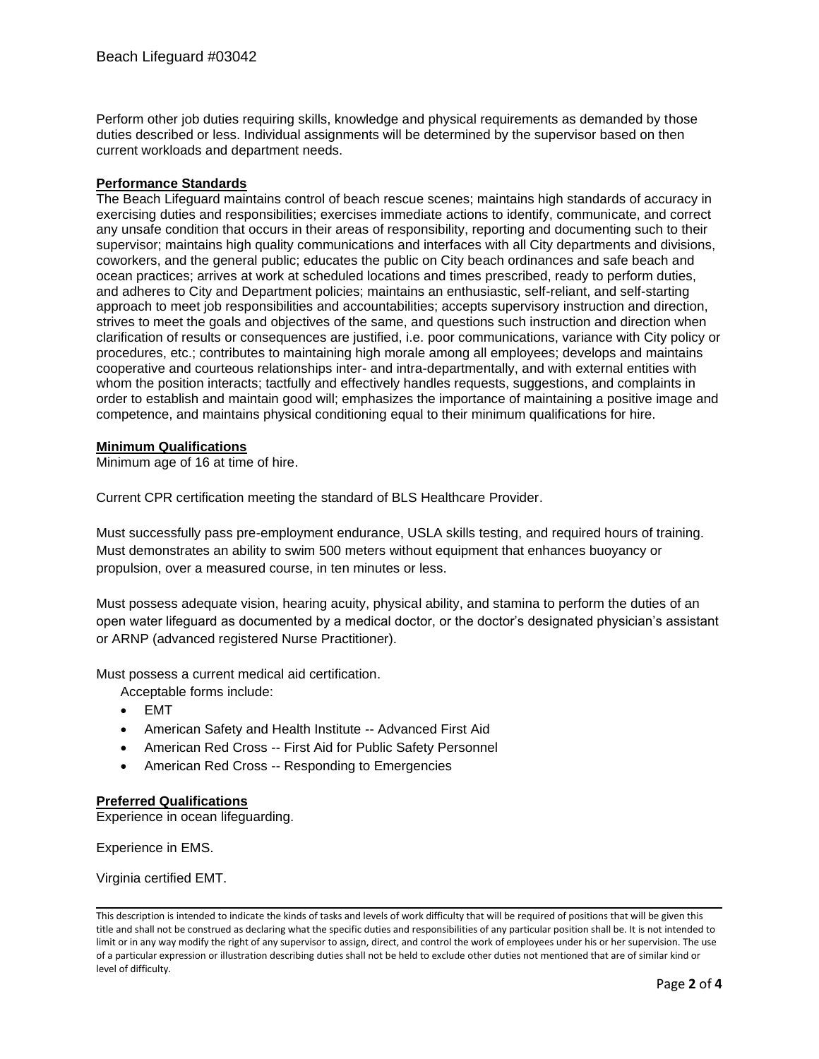Perform other job duties requiring skills, knowledge and physical requirements as demanded by those duties described or less. Individual assignments will be determined by the supervisor based on then current workloads and department needs.

## Performance Standards

The Beach Lifeguard maintains control of beach rescue scenes; maintains high standards of accuracy in exercising duties and responsibilities; exercises immediate actions to identify, communicate, and correct any unsafe condition that occurs in their areas of responsibility, reporting and documenting such to their supervisor; maintains high quality communications and interfaces with all City departments and divisions, coworkers, and the general public; educates the public on City beach ordinances and safe beach and ocean practices; arrives at work at scheduled locations and times prescribed, ready to perform duties, and adheres to City and Department policies; maintains an enthusiastic, self-reliant, and self-starting approach to meet job responsibilities and accountabilities; accepts supervisory instruction and direction, strives to meet the goals and objectives of the same, and questions such instruction and direction when clarification of results or consequences are justified, i.e. poor communications, variance with City policy or procedures, etc.; contributes to maintaining high morale among all employees; develops and maintains cooperative and courteous relationships inter- and intra-departmentally, and with external entities with whom the position interacts; tactfully and effectively handles requests, suggestions, and complaints in order to establish and maintain good will; emphasizes the importance of maintaining a positive image and competence, and maintains physical conditioning equal to their minimum qualifications for hire.

## Minimum Qualifications

Minimum age of 16 at time of hire.

Current CPR certification meeting the standard of BLS Healthcare Provider.

Must successfully pass pre-employment endurance, USLA skills testing, and required hours of training. Must demonstrates an ability to swim 500 meters without equipment that enhances buoyancy or propulsion, over a measured course, in ten minutes or less.

Must possess adequate vision, hearing acuity, physical ability, and stamina to perform the duties of an open water lifeguard as documented by a medical doctor, or the doctor's designated physician's assistant or ARNP (advanced registered Nurse Practitioner).

Must possess a current medical aid certification.

Acceptable forms include:

- EMT
- American Safety and Health Institute -- Advanced First Aid
- American Red Cross -- First Aid for Public Safety Personnel
- American Red Cross -- Responding to Emergencies

## Preferred Qualifications

Experience in ocean lifeguarding.

Experience in EMS.

Virginia certified EMT.

This description is intended to indicate the kinds of tasks and levels of work difficulty that will be required of positions that will be given this title and shall not be construed as declaring what the specific duties and responsibilities of any particular position shall be. It is not intended to limit or in any way modify the right of any supervisor to assign, direct, and control the work of employees under his or her supervision. The use of a particular expression or illustration describing duties shall not be held to exclude other duties not mentioned that are of similar kind or level of difficulty.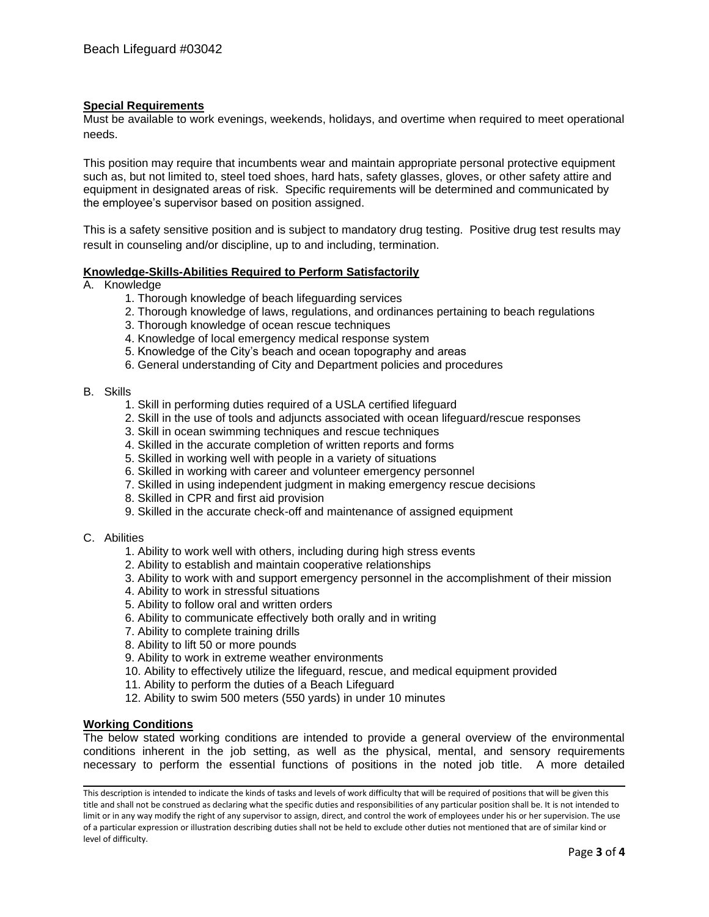**Special Requirements**

Must be available to work evenings, weekends, holidays, and overtime when required to meet operational needs.

This position may require that incumbents wear and maintain appropriate personal protective equipment such as, but not limited to, steel toed shoes, hard hats, safety glasses, gloves, or other safety attire and equipment in designated areas of risk. Specific requirements will be determined and communicated by the employee's supervisor based on position assigned.

This is a safety sensitive position and is subject to mandatory drug testing. Positive drug test results may result in counseling and/or discipline, up to and including, termination.

**Knowledge-Skills-Abilities Required to Perform Satisfactorily**

A. Knowledge
   1. Thorough knowledge of beach lifeguarding services
   2. Thorough knowledge of laws, regulations, and ordinances pertaining to beach regulations
   3. Thorough knowledge of ocean rescue techniques
   4. Knowledge of local emergency medical response system
   5. Knowledge of the City's beach and ocean topography and areas
   6. General understanding of City and Department policies and procedures

B. Skills
   1. Skill in performing duties required of a USLA certified lifeguard
   2. Skill in the use of tools and adjuncts associated with ocean lifeguard/rescue responses
   3. Skill in ocean swimming techniques and rescue techniques
   4. Skilled in the accurate completion of written reports and forms
   5. Skilled in working well with people in a variety of situations
   6. Skilled in working with career and volunteer emergency personnel
   7. Skilled in using independent judgment in making emergency rescue decisions
   8. Skilled in CPR and first aid provision
   9. Skilled in the accurate check-off and maintenance of assigned equipment

C. Abilities
   1. Ability to work well with others, including during high stress events
   2. Ability to establish and maintain cooperative relationships
   3. Ability to work with and support emergency personnel in the accomplishment of their mission
   4. Ability to work in stressful situations
   5. Ability to follow oral and written orders
   6. Ability to communicate effectively both orally and in writing
   7. Ability to complete training drills
   8. Ability to lift 50 or more pounds
   9. Ability to work in extreme weather environments
   10. Ability to effectively utilize the lifeguard, rescue, and medical equipment provided
   11. Ability to perform the duties of a Beach Lifeguard
   12. Ability to swim 500 meters (550 yards) in under 10 minutes

**Working Conditions**

The below stated working conditions are intended to provide a general overview of the environmental conditions inherent in the job setting, as well as the physical, mental, and sensory requirements necessary to perform the essential functions of positions in the noted job title. A more detailed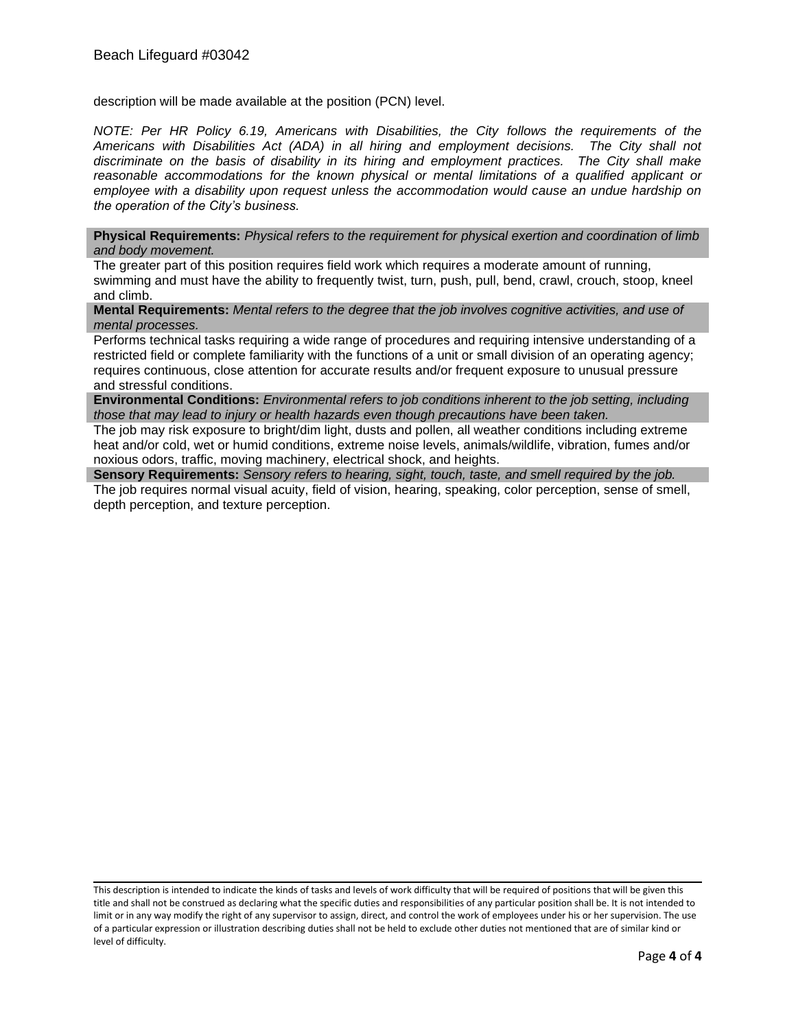description will be made available at the position (PCN) level.

*NOTE: Per HR Policy 6.19, Americans with Disabilities, the City follows the requirements of the Americans with Disabilities Act (ADA) in all hiring and employment decisions. The City shall not discriminate on the basis of disability in its hiring and employment practices. The City shall make reasonable accommodations for the known physical or mental limitations of a qualified applicant or employee with a disability upon request unless the accommodation would cause an undue hardship on the operation of the City's business.*

**Physical Requirements:** *Physical refers to the requirement for physical exertion and coordination of limb and body movement.*

The greater part of this position requires field work which requires a moderate amount of running, swimming and must have the ability to frequently twist, turn, push, pull, bend, crawl, crouch, stoop, kneel and climb.

**Mental Requirements:** *Mental refers to the degree that the job involves cognitive activities, and use of mental processes.*

Performs technical tasks requiring a wide range of procedures and requiring intensive understanding of a restricted field or complete familiarity with the functions of a unit or small division of an operating agency; requires continuous, close attention for accurate results and/or frequent exposure to unusual pressure and stressful conditions.

**Environmental Conditions:** *Environmental refers to job conditions inherent to the job setting, including those that may lead to injury or health hazards even though precautions have been taken.*

The job may risk exposure to bright/dim light, dusts and pollen, all weather conditions including extreme heat and/or cold, wet or humid conditions, extreme noise levels, animals/wildlife, vibration, fumes and/or noxious odors, traffic, moving machinery, electrical shock, and heights.

**Sensory Requirements:** *Sensory refers to hearing, sight, touch, taste, and smell required by the job.*

The job requires normal visual acuity, field of vision, hearing, speaking, color perception, sense of smell, depth perception, and texture perception.

This description is intended to indicate the kinds of tasks and levels of work difficulty that will be required of positions that will be given this title and shall not be construed as declaring what the specific duties and responsibilities of any particular position shall be. It is not intended to limit or in any way modify the right of any supervisor to assign, direct, and control the work of employees under his or her supervision. The use of a particular expression or illustration describing duties shall not be held to exclude other duties not mentioned that are of similar kind or level of difficulty.